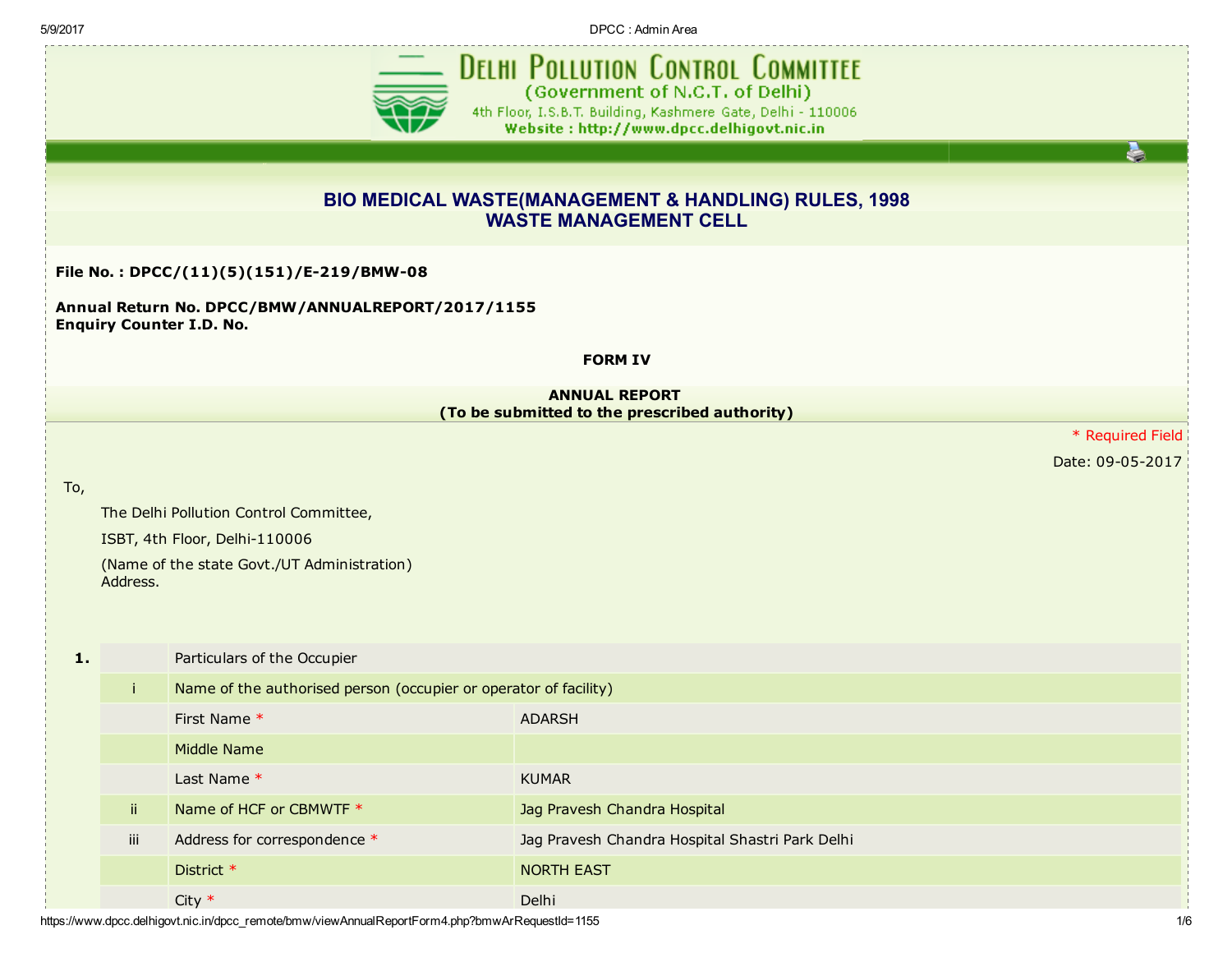# DELHI POLLUTION CONTROL COMMITTEE

(Government of N.C.T. of Delhi)

4th Floor, I.S.B.T. Building, Kashmere Gate, Delhi - 110006

Website : http://www.dpcc.delhigovt.nic.in

## BIO MEDICAL WASTE(MANAGEMENT & HANDLING) RULES, 1998
## WASTE MANAGEMENT CELL

**File No. : DPCC/(11)(5)(151)/E-219/BMW-08**

**Annual Return No. DPCC/BMW/ANNUALREPORT/2017/1155**
**Enquiry Counter I.D. No.**

**FORM IV**

**ANNUAL REPORT**
**(To be submitted to the prescribed authority)**

* Required Field

Date: 09-05-2017

To,

The Delhi Pollution Control Committee,

ISBT, 4th Floor, Delhi-110006

(Name of the state Govt./UT Administration)
Address.

| | | | |
|---|---|---|---|
| **1.** | | Particulars of the Occupier | |
| | i | Name of the authorised person (occupier or operator of facility) | |
| | | First Name * | ADARSH |
| | | Middle Name | |
| | | Last Name * | KUMAR |
| | ii | Name of HCF or CBMWTF * | Jag Pravesh Chandra Hospital |
| | iii | Address for correspondence * | Jag Pravesh Chandra Hospital Shastri Park Delhi |
| | | District * | NORTH EAST |
| | | City * | Delhi |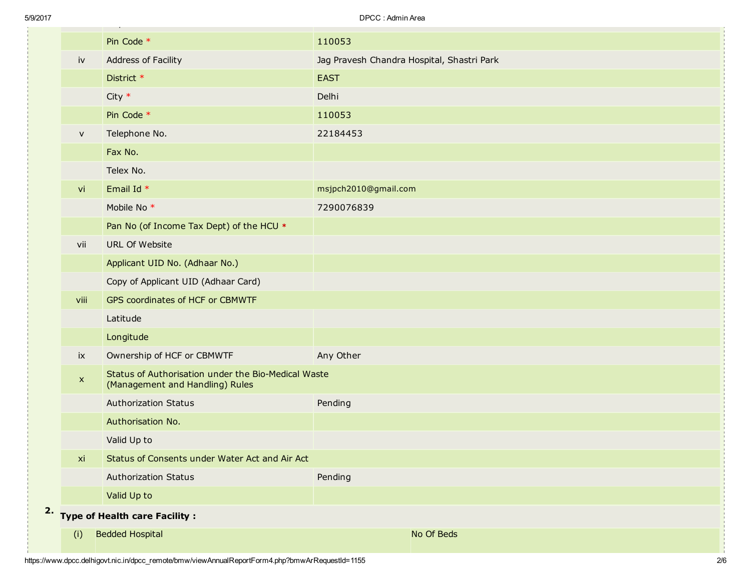| | | |
|---|---|---|
| | Pin Code * | 110053 |
| iv | Address of Facility | Jag Pravesh Chandra Hospital, Shastri Park |
| | District * | EAST |
| | City * | Delhi |
| | Pin Code * | 110053 |
| v | Telephone No. | 22184453 |
| | Fax No. | |
| | Telex No. | |
| vi | Email Id * | msjpch2010@gmail.com |
| | Mobile No * | 7290076839 |
| | Pan No (of Income Tax Dept) of the HCU * | |
| vii | URL Of Website | |
| | Applicant UID No. (Adhaar No.) | |
| | Copy of Applicant UID (Adhaar Card) | |
| viii | GPS coordinates of HCF or CBMWTF | |
| | Latitude | |
| | Longitude | |
| ix | Ownership of HCF or CBMWTF | Any Other |
| x | Status of Authorisation under the Bio-Medical Waste (Management and Handling) Rules | |
| | Authorization Status | Pending |
| | Authorisation No. | |
| | Valid Up to | |
| xi | Status of Consents under Water Act and Air Act | |
| | Authorization Status | Pending |
| | Valid Up to | |

**2. Type of Health care Facility :**

| | | |
|---|---|---|
| (i) | Bedded Hospital | No Of Beds |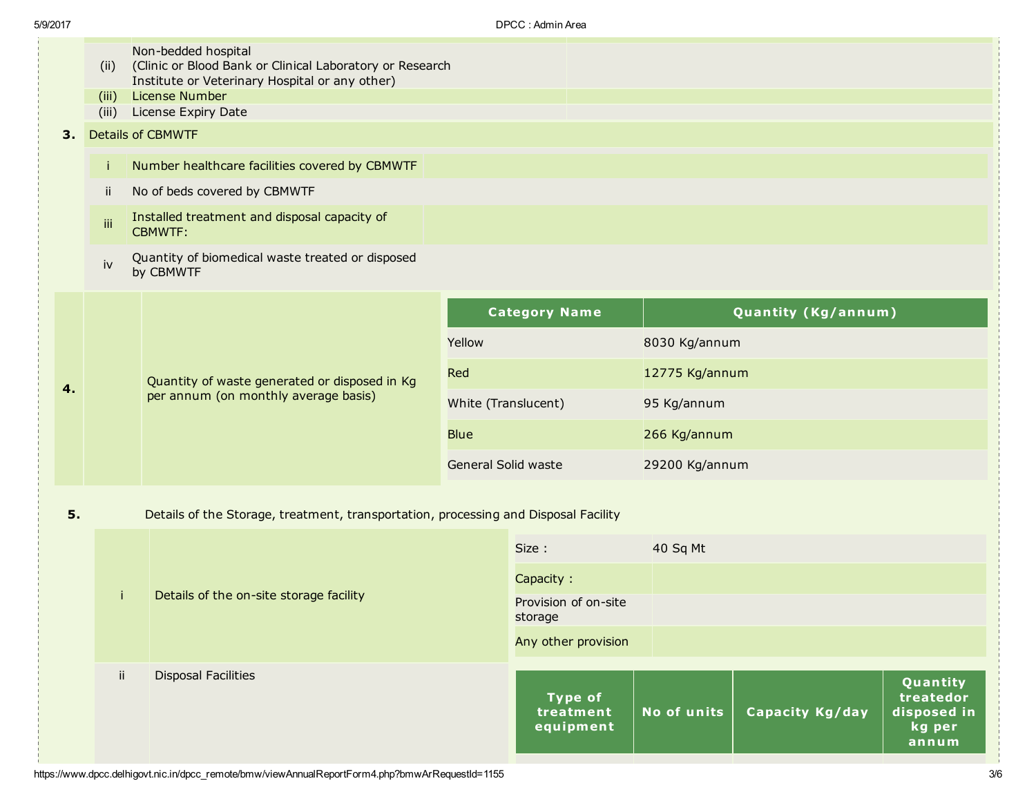| | | |
|---|---|---|
| (ii) | Non-bedded hospital (Clinic or Blood Bank or Clinical Laboratory or Research Institute or Veterinary Hospital or any other) | |
| (iii) | License Number | |
| (iii) | License Expiry Date | |

**3.** Details of CBMWTF

| | | |
|---|---|---|
| i | Number healthcare facilities covered by CBMWTF | |
| ii | No of beds covered by CBMWTF | |
| iii | Installed treatment and disposal capacity of CBMWTF: | |
| iv | Quantity of biomedical waste treated or disposed by CBMWTF | |

**4.** Quantity of waste generated or disposed in Kg per annum (on monthly average basis)

| Category Name | Quantity (Kg/annum) |
|---|---|
| Yellow | 8030 Kg/annum |
| Red | 12775 Kg/annum |
| White (Translucent) | 95 Kg/annum |
| Blue | 266 Kg/annum |
| General Solid waste | 29200 Kg/annum |

**5.** Details of the Storage, treatment, transportation, processing and Disposal Facility

i. Details of the on-site storage facility

| | |
|---|---|
| Size : | 40 Sq Mt |
| Capacity : | |
| Provision of on-site storage | |
| Any other provision | |

ii. Disposal Facilities

| Type of treatment equipment | No of units | Capacity Kg/day | Quantity treatedor disposed in kg per annum |
|---|---|---|---|
| | | | |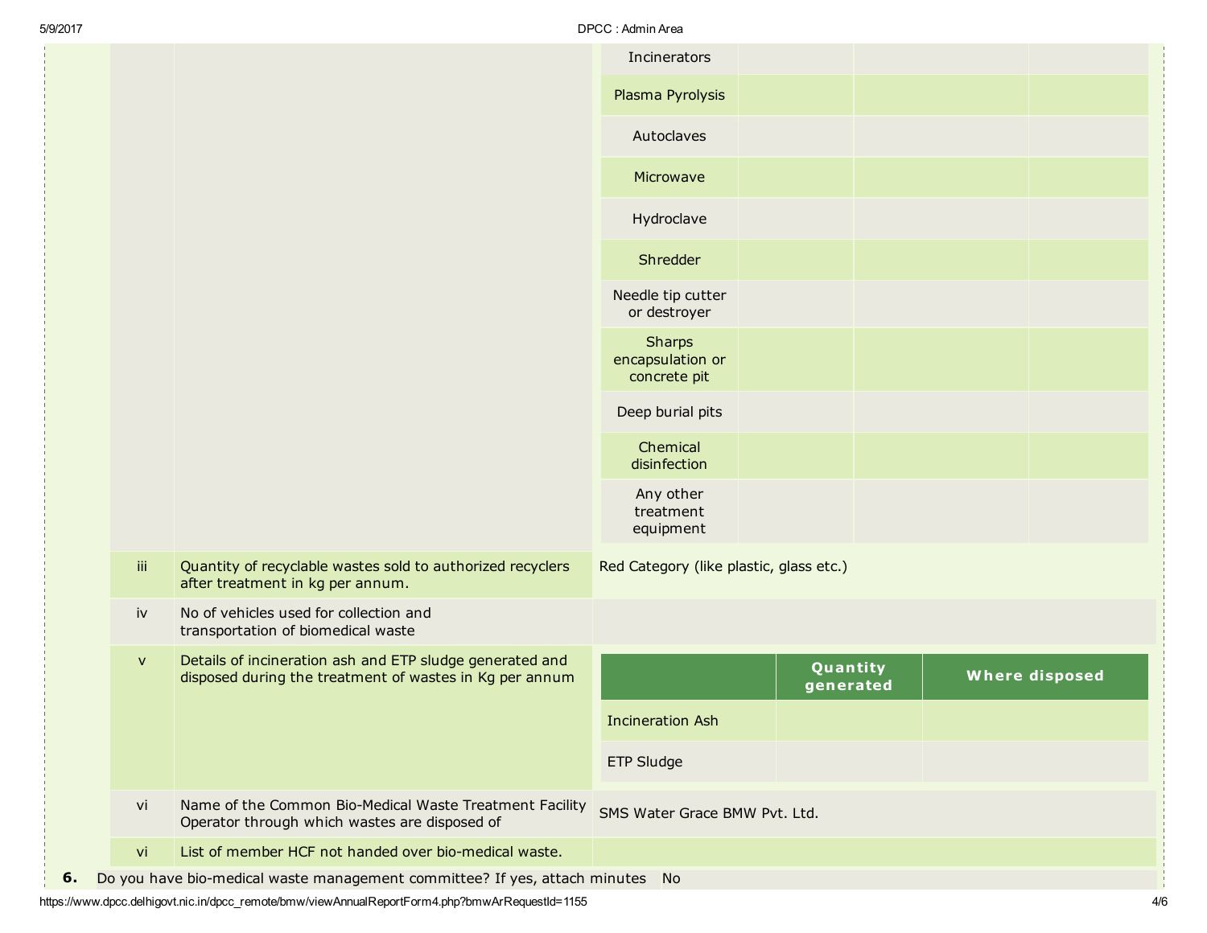| | | | | | |
|---|---|---|---|---|---|
| | | Incinerators | | | |
| | | Plasma Pyrolysis | | | |
| | | Autoclaves | | | |
| | | Microwave | | | |
| | | Hydroclave | | | |
| | | Shredder | | | |
| | | Needle tip cutter or destroyer | | | |
| | | Sharps encapsulation or concrete pit | | | |
| | | Deep burial pits | | | |
| | | Chemical disinfection | | | |
| | | Any other treatment equipment | | | |
| iii | Quantity of recyclable wastes sold to authorized recyclers after treatment in kg per annum. | Red Category (like plastic, glass etc.) | | | |
| iv | No of vehicles used for collection and transportation of biomedical waste | | | | |
| v | Details of incineration ash and ETP sludge generated and disposed during the treatment of wastes in Kg per annum | | **Quantity generated** | **Where disposed** | |
| | | Incineration Ash | | | |
| | | ETP Sludge | | | |
| vi | Name of the Common Bio-Medical Waste Treatment Facility Operator through which wastes are disposed of | SMS Water Grace BMW Pvt. Ltd. | | | |
| vi | List of member HCF not handed over bio-medical waste. | | | | |

**6.** Do you have bio-medical waste management committee? If yes, attach minutes: No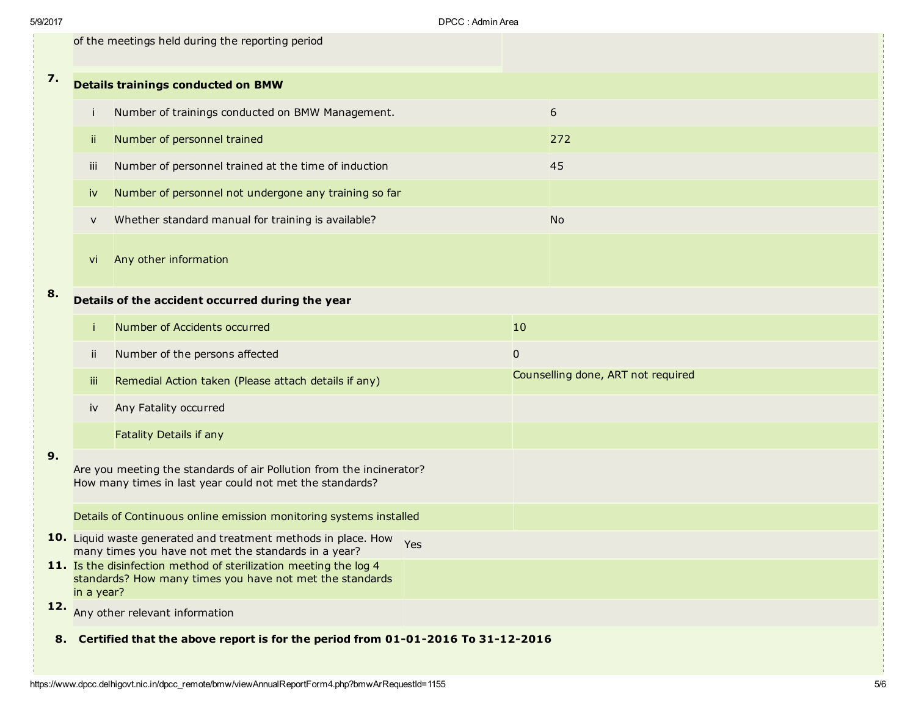| | | |
|---|---|---|
| | of the meetings held during the reporting period | |
| **7.** | **Details trainings conducted on BMW** | |
| i | Number of trainings conducted on BMW Management. | 6 |
| ii | Number of personnel trained | 272 |
| iii | Number of personnel trained at the time of induction | 45 |
| iv | Number of personnel not undergone any training so far | |
| v | Whether standard manual for training is available? | No |
| vi | Any other information | |
| **8.** | **Details of the accident occurred during the year** | |
| i | Number of Accidents occurred | 10 |
| ii | Number of the persons affected | 0 |
| iii | Remedial Action taken (Please attach details if any) | Counselling done, ART not required |
| iv | Any Fatality occurred | |
| | Fatality Details if any | |
| **9.** | Are you meeting the standards of air Pollution from the incinerator? How many times in last year could not met the standards? | |
| | Details of Continuous online emission monitoring systems installed | |
| **10.** | Liquid waste generated and treatment methods in place. How many times you have not met the standards in a year? | Yes |
| **11.** | Is the disinfection method of sterilization meeting the log 4 standards? How many times you have not met the standards in a year? | |
| **12.** | Any other relevant information | |

**8. Certified that the above report is for the period from 01-01-2016 To 31-12-2016**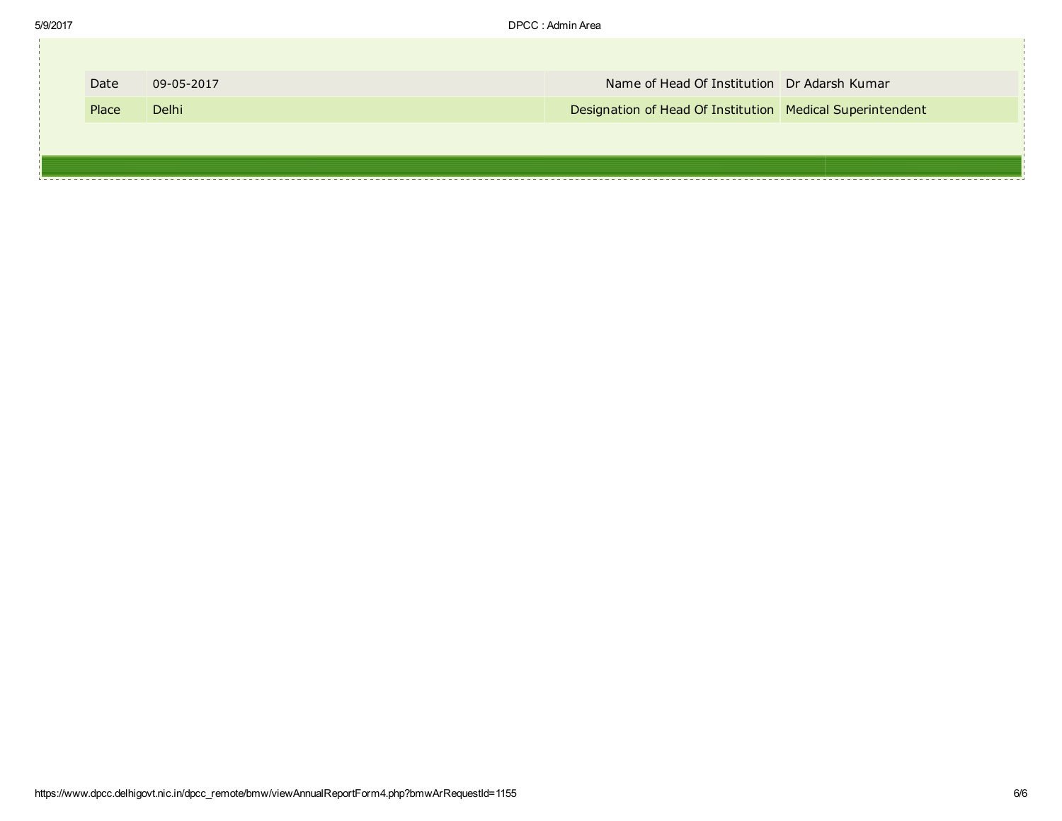| | | | |
|---|---|---|---|
| Date | 09-05-2017 | Name of Head Of Institution | Dr Adarsh Kumar |
| Place | Delhi | Designation of Head Of Institution | Medical Superintendent |